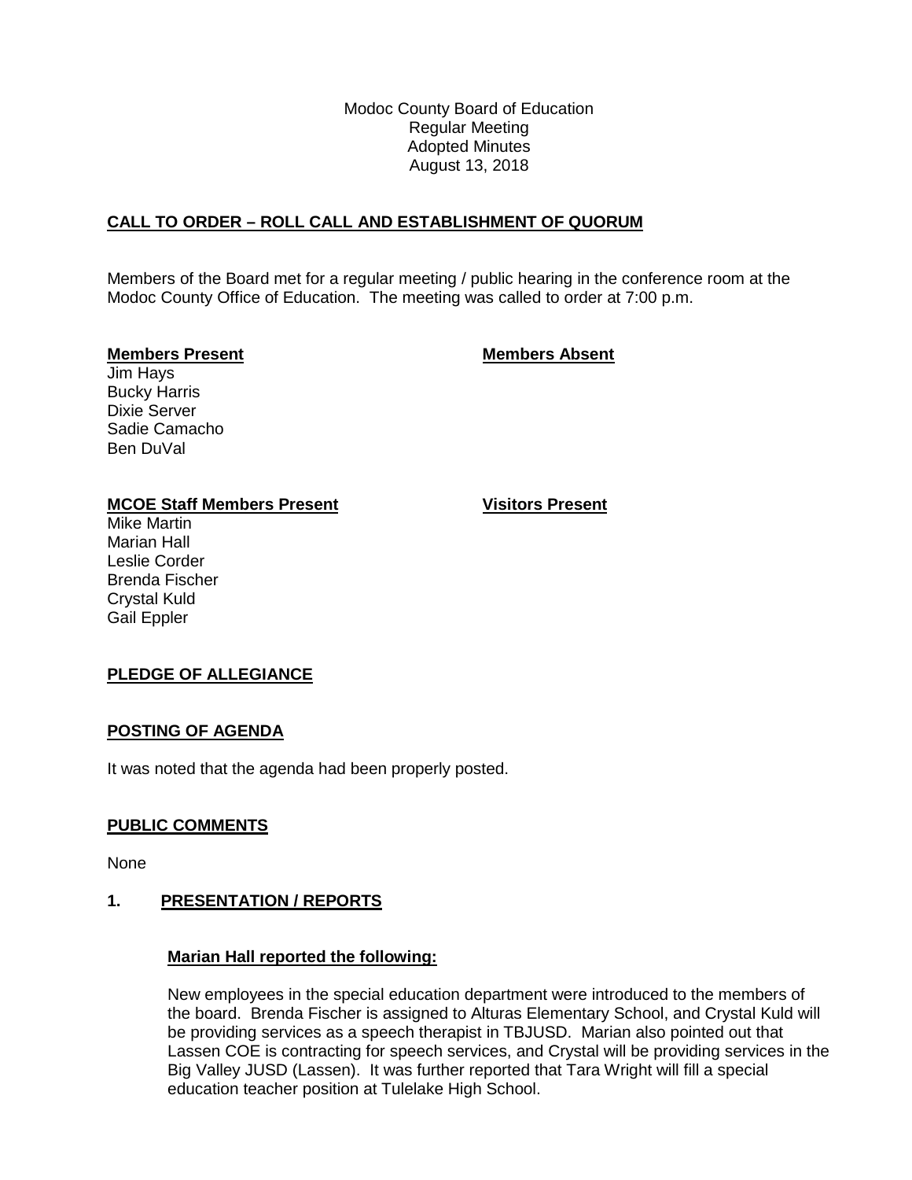Modoc County Board of Education
Regular Meeting
Adopted Minutes
August 13, 2018

## CALL TO ORDER – ROLL CALL AND ESTABLISHMENT OF QUORUM

Members of the Board met for a regular meeting / public hearing in the conference room at the Modoc County Office of Education. The meeting was called to order at 7:00 p.m.

| **Members Present** | **Members Absent** |
|---|---|
| Jim Hays | |
| Bucky Harris | |
| Dixie Server | |
| Sadie Camacho | |
| Ben DuVal | |

| **MCOE Staff Members Present** | **Visitors Present** |
|---|---|
| Mike Martin | |
| Marian Hall | |
| Leslie Corder | |
| Brenda Fischer | |
| Crystal Kuld | |
| Gail Eppler | |

## PLEDGE OF ALLEGIANCE

## POSTING OF AGENDA

It was noted that the agenda had been properly posted.

## PUBLIC COMMENTS

None

## 1. PRESENTATION / REPORTS

### Marian Hall reported the following:

New employees in the special education department were introduced to the members of the board. Brenda Fischer is assigned to Alturas Elementary School, and Crystal Kuld will be providing services as a speech therapist in TBJUSD. Marian also pointed out that Lassen COE is contracting for speech services, and Crystal will be providing services in the Big Valley JUSD (Lassen). It was further reported that Tara Wright will fill a special education teacher position at Tulelake High School.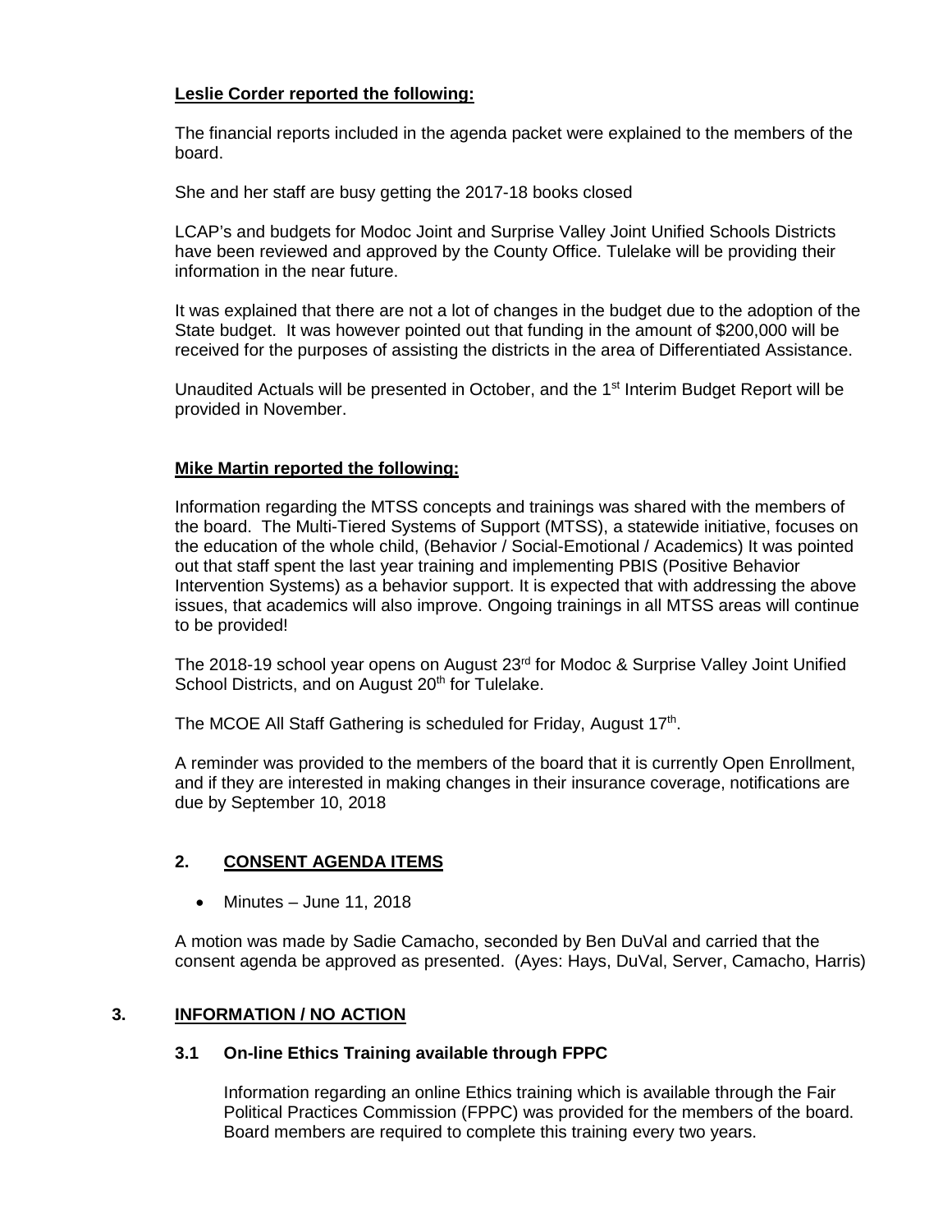**Leslie Corder reported the following:**

The financial reports included in the agenda packet were explained to the members of the board.

She and her staff are busy getting the 2017-18 books closed

LCAP's and budgets for Modoc Joint and Surprise Valley Joint Unified Schools Districts have been reviewed and approved by the County Office. Tulelake will be providing their information in the near future.

It was explained that there are not a lot of changes in the budget due to the adoption of the State budget. It was however pointed out that funding in the amount of $200,000 will be received for the purposes of assisting the districts in the area of Differentiated Assistance.

Unaudited Actuals will be presented in October, and the 1st Interim Budget Report will be provided in November.

**Mike Martin reported the following:**

Information regarding the MTSS concepts and trainings was shared with the members of the board. The Multi-Tiered Systems of Support (MTSS), a statewide initiative, focuses on the education of the whole child, (Behavior / Social-Emotional / Academics) It was pointed out that staff spent the last year training and implementing PBIS (Positive Behavior Intervention Systems) as a behavior support. It is expected that with addressing the above issues, that academics will also improve. Ongoing trainings in all MTSS areas will continue to be provided!

The 2018-19 school year opens on August 23rd for Modoc & Surprise Valley Joint Unified School Districts, and on August 20th for Tulelake.

The MCOE All Staff Gathering is scheduled for Friday, August 17th.

A reminder was provided to the members of the board that it is currently Open Enrollment, and if they are interested in making changes in their insurance coverage, notifications are due by September 10, 2018

## 2. CONSENT AGENDA ITEMS

- Minutes – June 11, 2018

A motion was made by Sadie Camacho, seconded by Ben DuVal and carried that the consent agenda be approved as presented. (Ayes: Hays, DuVal, Server, Camacho, Harris)

## 3. INFORMATION / NO ACTION

### 3.1 On-line Ethics Training available through FPPC

Information regarding an online Ethics training which is available through the Fair Political Practices Commission (FPPC) was provided for the members of the board. Board members are required to complete this training every two years.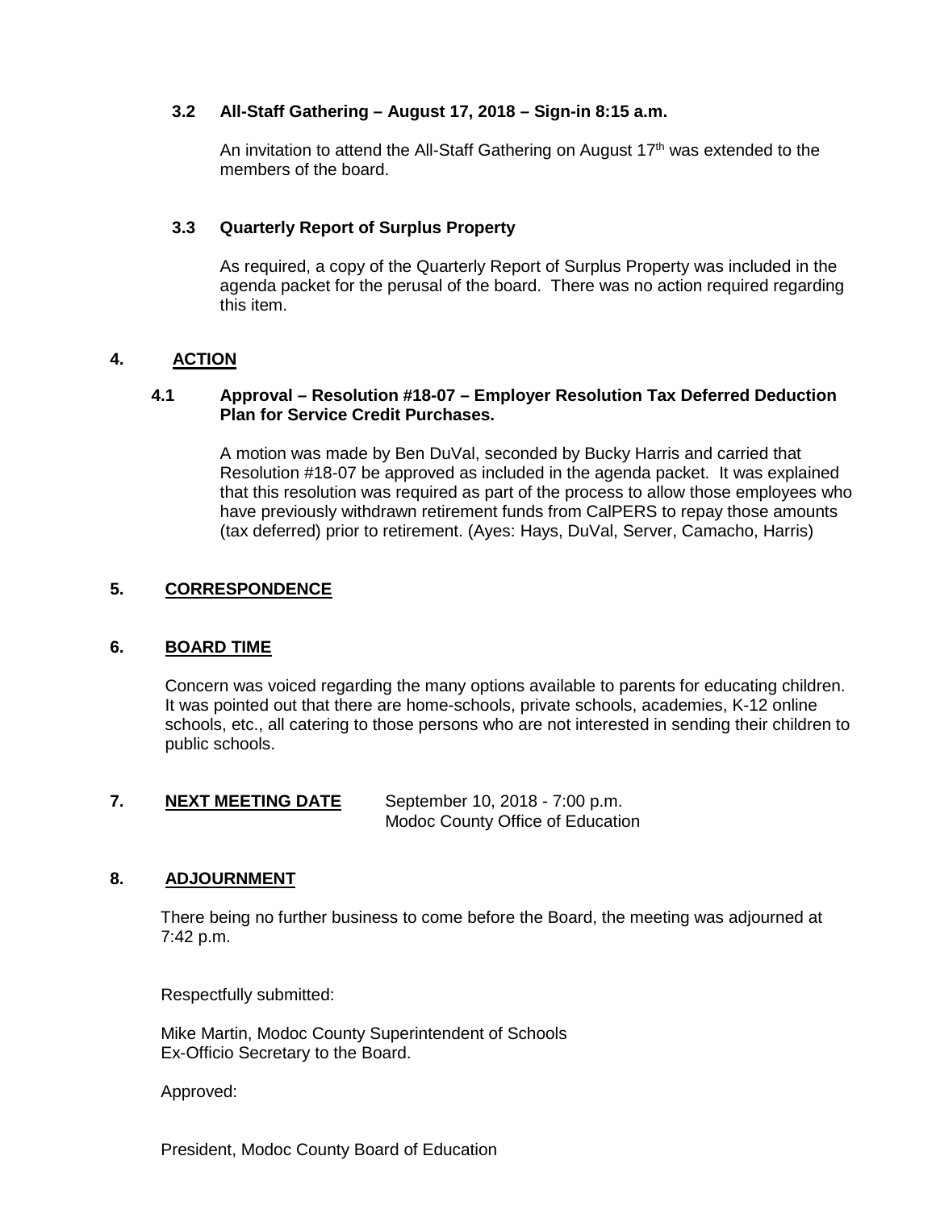### 3.2 All-Staff Gathering – August 17, 2018 – Sign-in 8:15 a.m.

An invitation to attend the All-Staff Gathering on August 17th was extended to the members of the board.

### 3.3 Quarterly Report of Surplus Property

As required, a copy of the Quarterly Report of Surplus Property was included in the agenda packet for the perusal of the board. There was no action required regarding this item.

## 4. ACTION

### 4.1 Approval – Resolution #18-07 – Employer Resolution Tax Deferred Deduction Plan for Service Credit Purchases.

A motion was made by Ben DuVal, seconded by Bucky Harris and carried that Resolution #18-07 be approved as included in the agenda packet. It was explained that this resolution was required as part of the process to allow those employees who have previously withdrawn retirement funds from CalPERS to repay those amounts (tax deferred) prior to retirement. (Ayes: Hays, DuVal, Server, Camacho, Harris)

## 5. CORRESPONDENCE

## 6. BOARD TIME

Concern was voiced regarding the many options available to parents for educating children. It was pointed out that there are home-schools, private schools, academies, K-12 online schools, etc., all catering to those persons who are not interested in sending their children to public schools.

## 7. NEXT MEETING DATE

September 10, 2018 - 7:00 p.m.
Modoc County Office of Education

## 8. ADJOURNMENT

There being no further business to come before the Board, the meeting was adjourned at 7:42 p.m.

Respectfully submitted:

Mike Martin, Modoc County Superintendent of Schools
Ex-Officio Secretary to the Board.

Approved:

President, Modoc County Board of Education